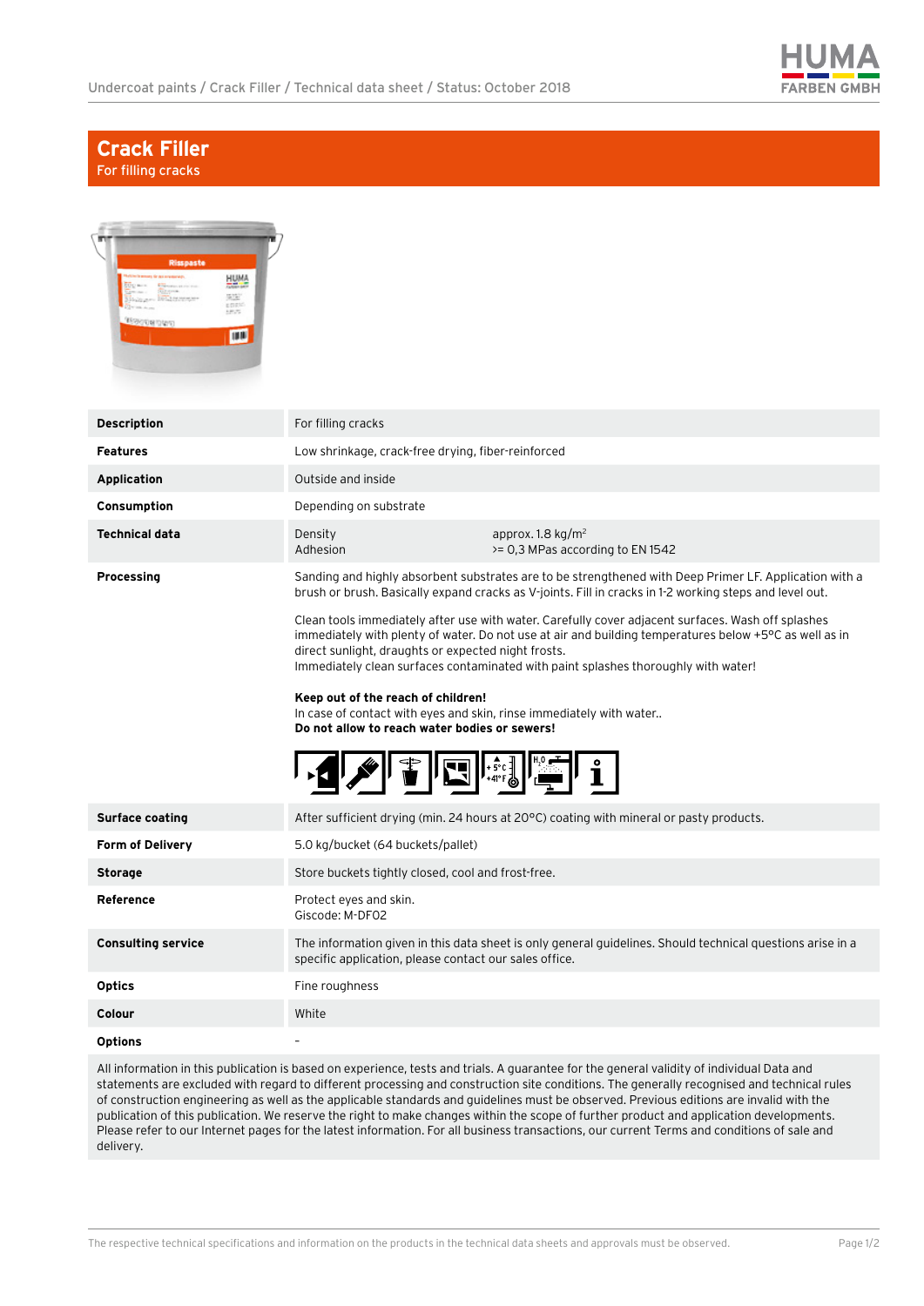# Crack Filler

For filling cracks

| | |
|---|---|
| **Description** | For filling cracks |
| **Features** | Low shrinkage, crack-free drying, fiber-reinforced |
| **Application** | Outside and inside |
| **Consumption** | Depending on substrate |
| **Technical data** | Density approx. 1.8 kg/m$^2$<br>Adhesion >= 0,3 MPas according to EN 1542 |
| **Processing** | Sanding and highly absorbent substrates are to be strengthened with Deep Primer LF. Application with a brush or brush. Basically expand cracks as V-joints. Fill in cracks in 1-2 working steps and level out.<br><br>Clean tools immediately after use with water. Carefully cover adjacent surfaces. Wash off splashes immediately with plenty of water. Do not use at air and building temperatures below +5°C as well as in direct sunlight, draughts or expected night frosts.<br>Immediately clean surfaces contaminated with paint splashes thoroughly with water!<br><br>**Keep out of the reach of children!**<br>In case of contact with eyes and skin, rinse immediately with water..<br>**Do not allow to reach water bodies or sewers!** |
| **Surface coating** | After sufficient drying (min. 24 hours at 20°C) coating with mineral or pasty products. |
| **Form of Delivery** | 5.0 kg/bucket (64 buckets/pallet) |
| **Storage** | Store buckets tightly closed, cool and frost-free. |
| **Reference** | Protect eyes and skin.<br>Giscode: M-DF02 |
| **Consulting service** | The information given in this data sheet is only general guidelines. Should technical questions arise in a specific application, please contact our sales office. |
| **Optics** | Fine roughness |
| **Colour** | White |
| **Options** | - |

All information in this publication is based on experience, tests and trials. A guarantee for the general validity of individual Data and statements are excluded with regard to different processing and construction site conditions. The generally recognised and technical rules of construction engineering as well as the applicable standards and guidelines must be observed. Previous editions are invalid with the publication of this publication. We reserve the right to make changes within the scope of further product and application developments. Please refer to our Internet pages for the latest information. For all business transactions, our current Terms and conditions of sale and delivery.

The respective technical specifications and information on the products in the technical data sheets and approvals must be observed.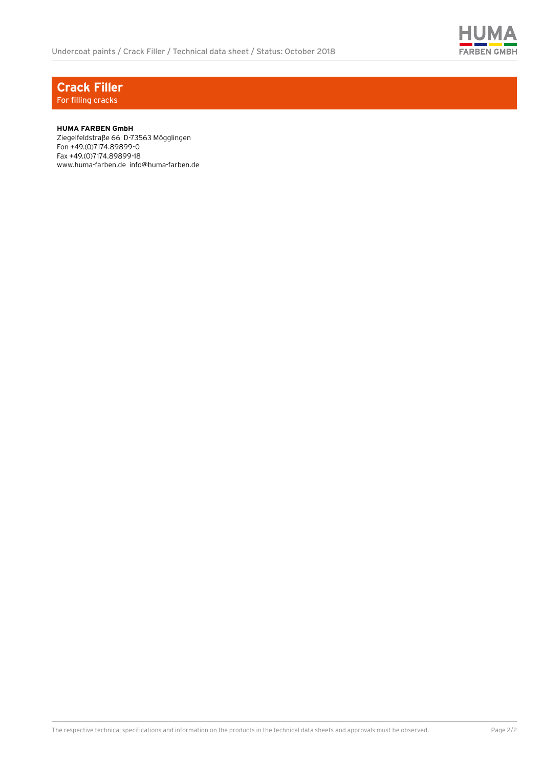# Crack Filler

For filling cracks

**HUMA FARBEN GmbH**
Ziegelfeldstraße 66 D-73563 Mögglingen
Fon +49.(0)7174.89899-0
Fax +49.(0)7174.89899-18
www.huma-farben.de info@huma-farben.de

The respective technical specifications and information on the products in the technical data sheets and approvals must be observed.